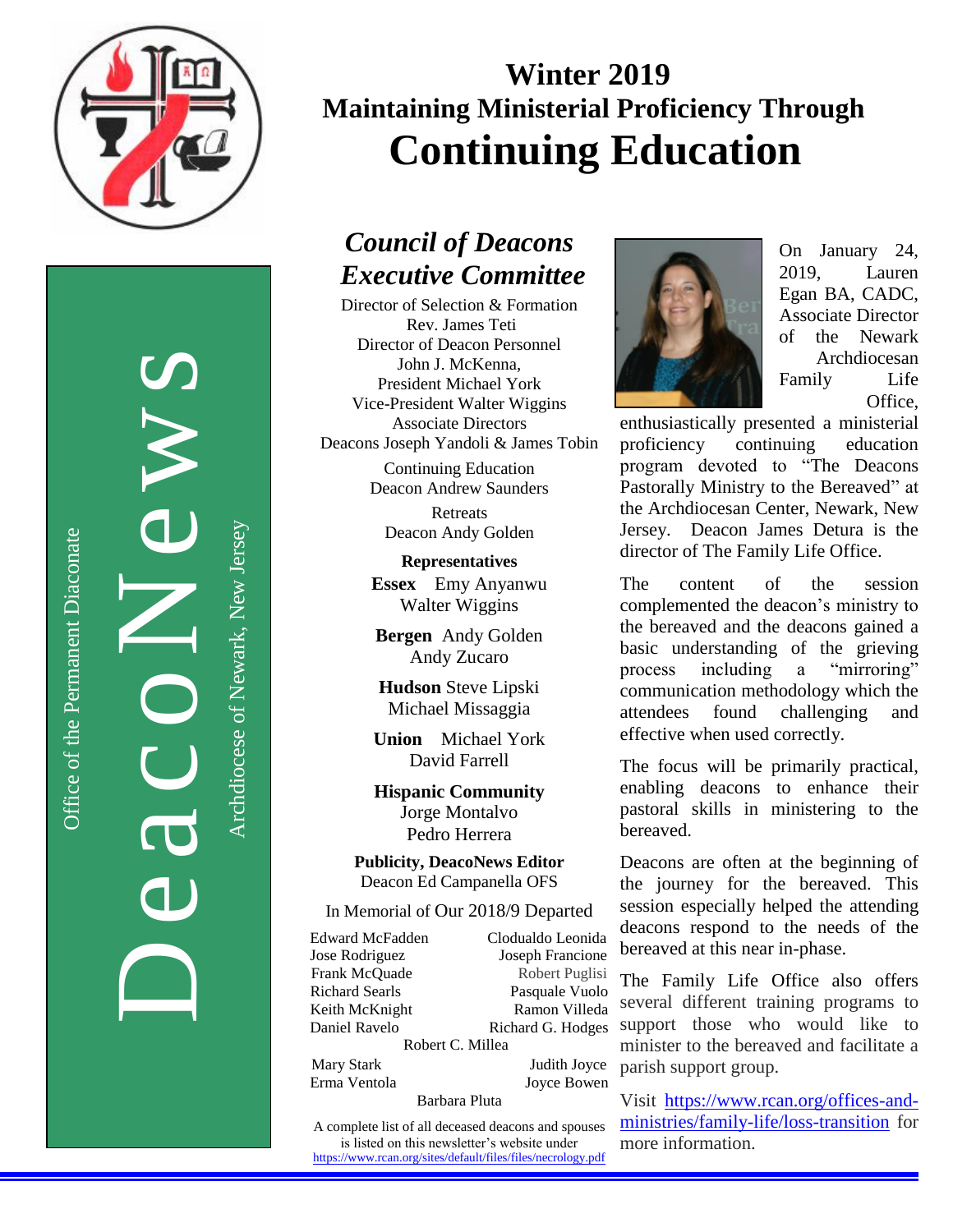# Winter 2019

## Maintaining Ministerial Proficiency Through

# Continuing Education

DeacoNews

Office of the Permanent Diaconate

Archdiocese of Newark, New Jersey

## *Council of Deacons Executive Committee*

Director of Selection & Formation
Rev. James Teti
Director of Deacon Personnel
John J. McKenna,
President Michael York
Vice-President Walter Wiggins
Associate Directors
Deacons Joseph Yandoli & James Tobin

Continuing Education
Deacon Andrew Saunders

Retreats
Deacon Andy Golden

**Representatives**

**Essex** Emy Anyanwu
Walter Wiggins

**Bergen** Andy Golden
Andy Zucaro

**Hudson** Steve Lipski
Michael Missaggia

**Union** Michael York
David Farrell

**Hispanic Community**
Jorge Montalvo
Pedro Herrera

**Publicity, DeacoNews Editor**
Deacon Ed Campanella OFS

In Memorial of Our 2018/9 Departed

Edward McFadden
Jose Rodriguez
Frank McQuade
Richard Searls
Keith McKnight
Daniel Ravelo
Clodualdo Leonida
Joseph Francione
Robert Puglisi
Pasquale Vuolo
Ramon Villeda
Richard G. Hodges
Robert C. Millea

Mary Stark
Erma Ventola
Judith Joyce
Joyce Bowen
Barbara Pluta

A complete list of all deceased deacons and spouses is listed on this newsletter's website under https://www.rcan.org/sites/default/files/files/necrology.pdf

On January 24, 2019, Lauren Egan BA, CADC, Associate Director of the Newark Archdiocesan Family Life Office, enthusiastically presented a ministerial proficiency continuing education program devoted to "The Deacons Pastorally Ministry to the Bereaved" at the Archdiocesan Center, Newark, New Jersey. Deacon James Detura is the director of The Family Life Office.

The content of the session complemented the deacon's ministry to the bereaved and the deacons gained a basic understanding of the grieving process including a "mirroring" communication methodology which the attendees found challenging and effective when used correctly.

The focus will be primarily practical, enabling deacons to enhance their pastoral skills in ministering to the bereaved.

Deacons are often at the beginning of the journey for the bereaved. This session especially helped the attending deacons respond to the needs of the bereaved at this near in-phase.

The Family Life Office also offers several different training programs to support those who would like to minister to the bereaved and facilitate a parish support group.

Visit https://www.rcan.org/offices-and-ministries/family-life/loss-transition for more information.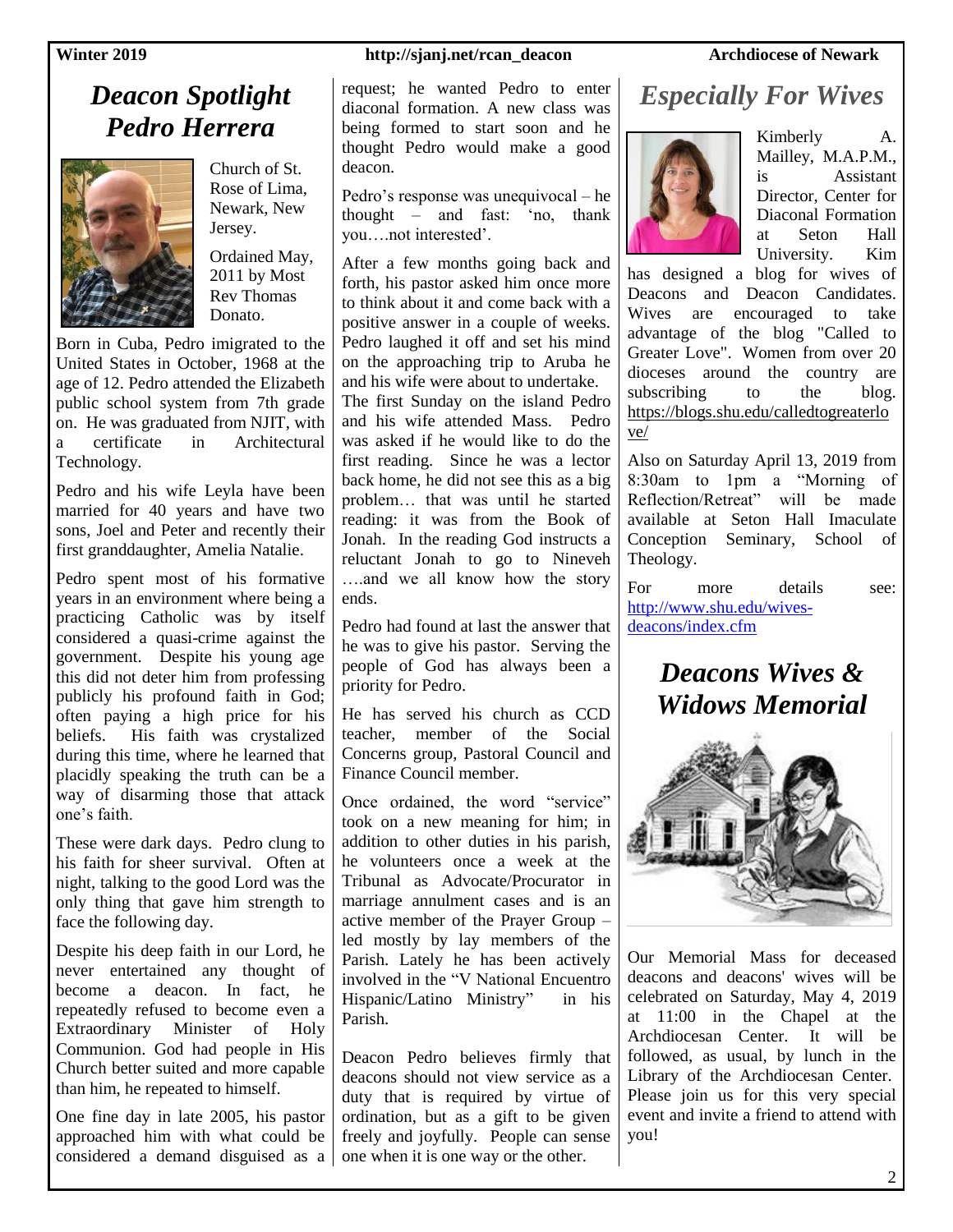# Deacon Spotlight Pedro Herrera

Church of St. Rose of Lima, Newark, New Jersey.

Ordained May, 2011 by Most Rev Thomas Donato.

Born in Cuba, Pedro imigrated to the United States in October, 1968 at the age of 12. Pedro attended the Elizabeth public school system from 7th grade on. He was graduated from NJIT, with a certificate in Architectural Technology.

Pedro and his wife Leyla have been married for 40 years and have two sons, Joel and Peter and recently their first granddaughter, Amelia Natalie.

Pedro spent most of his formative years in an environment where being a practicing Catholic was by itself considered a quasi-crime against the government. Despite his young age this did not deter him from professing publicly his profound faith in God; often paying a high price for his beliefs. His faith was crystalized during this time, where he learned that placidly speaking the truth can be a way of disarming those that attack one's faith.

These were dark days. Pedro clung to his faith for sheer survival. Often at night, talking to the good Lord was the only thing that gave him strength to face the following day.

Despite his deep faith in our Lord, he never entertained any thought of become a deacon. In fact, he repeatedly refused to become even a Extraordinary Minister of Holy Communion. God had people in His Church better suited and more capable than him, he repeated to himself.

One fine day in late 2005, his pastor approached him with what could be considered a demand disguised as a request; he wanted Pedro to enter diaconal formation. A new class was being formed to start soon and he thought Pedro would make a good deacon.

Pedro's response was unequivocal – he thought – and fast: 'no, thank you….not interested'.

After a few months going back and forth, his pastor asked him once more to think about it and come back with a positive answer in a couple of weeks. Pedro laughed it off and set his mind on the approaching trip to Aruba he and his wife were about to undertake. The first Sunday on the island Pedro and his wife attended Mass. Pedro was asked if he would like to do the first reading. Since he was a lector back home, he did not see this as a big problem… that was until he started reading: it was from the Book of Jonah. In the reading God instructs a reluctant Jonah to go to Nineveh ….and we all know how the story ends.

Pedro had found at last the answer that he was to give his pastor. Serving the people of God has always been a priority for Pedro.

He has served his church as CCD teacher, member of the Social Concerns group, Pastoral Council and Finance Council member.

Once ordained, the word "service" took on a new meaning for him; in addition to other duties in his parish, he volunteers once a week at the Tribunal as Advocate/Procurator in marriage annulment cases and is an active member of the Prayer Group – led mostly by lay members of the Parish. Lately he has been actively involved in the "V National Encuentro Hispanic/Latino Ministry" in his Parish.

Deacon Pedro believes firmly that deacons should not view service as a duty that is required by virtue of ordination, but as a gift to be given freely and joyfully. People can sense one when it is one way or the other.

# Especially For Wives

Kimberly A. Mailley, M.A.P.M., is Assistant Director, Center for Diaconal Formation at Seton Hall University. Kim has designed a blog for wives of Deacons and Deacon Candidates. Wives are encouraged to take advantage of the blog "Called to Greater Love". Women from over 20 dioceses around the country are subscribing to the blog. https://blogs.shu.edu/calledtogreaterlove/

Also on Saturday April 13, 2019 from 8:30am to 1pm a "Morning of Reflection/Retreat" will be made available at Seton Hall Immaculate Conception Seminary, School of Theology.

For more details see: http://www.shu.edu/wives-deacons/index.cfm

# Deacons Wives & Widows Memorial

Our Memorial Mass for deceased deacons and deacons' wives will be celebrated on Saturday, May 4, 2019 at 11:00 in the Chapel at the Archdiocesan Center. It will be followed, as usual, by lunch in the Library of the Archdiocesan Center. Please join us for this very special event and invite a friend to attend with you!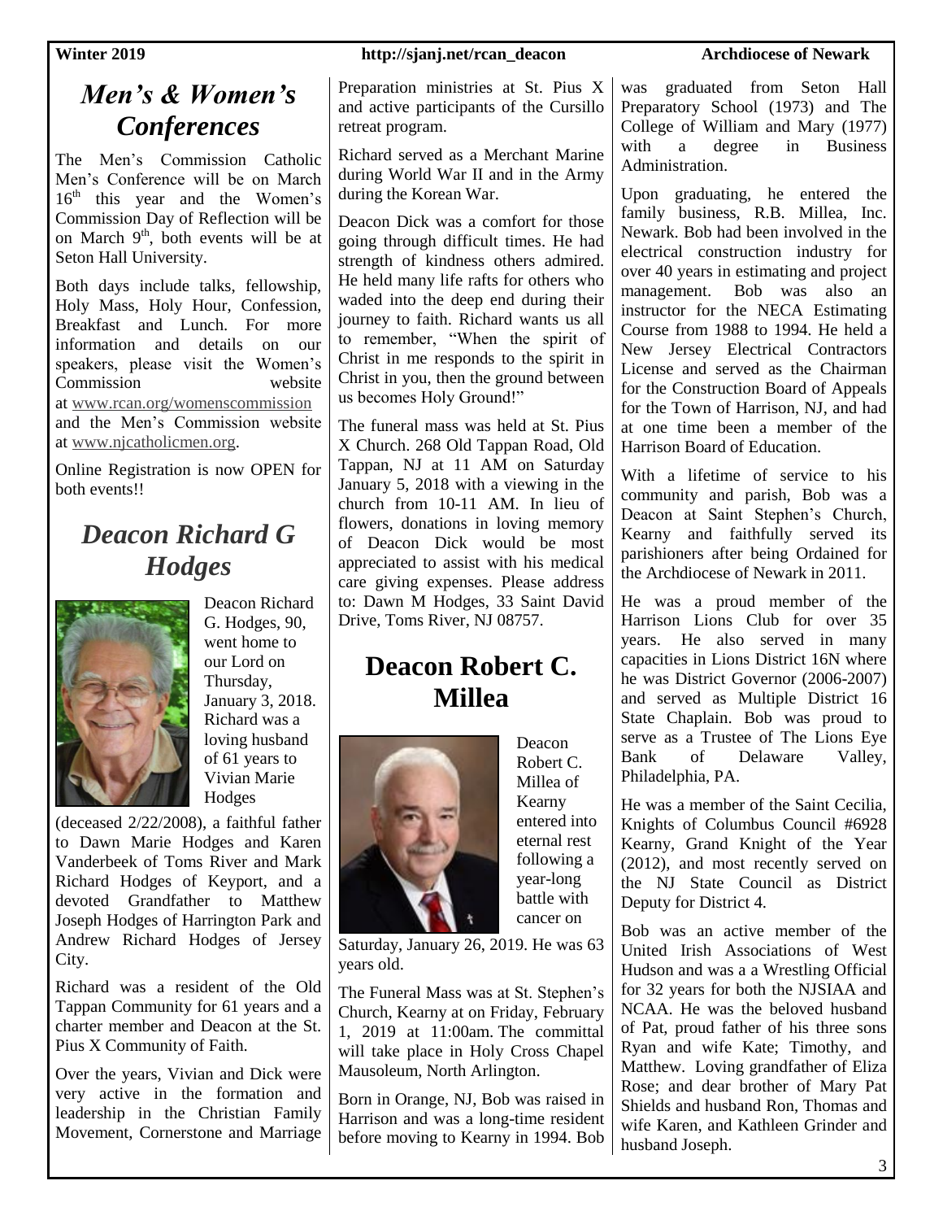## *Men's & Women's Conferences*

The Men's Commission Catholic Men's Conference will be on March 16th this year and the Women's Commission Day of Reflection will be on March 9th, both events will be at Seton Hall University.

Both days include talks, fellowship, Holy Mass, Holy Hour, Confession, Breakfast and Lunch. For more information and details on our speakers, please visit the Women's Commission website at www.rcan.org/womenscommission and the Men's Commission website at www.njcatholicmen.org.

Online Registration is now OPEN for both events!!

## *Deacon Richard G Hodges*

Deacon Richard G. Hodges, 90, went home to our Lord on Thursday, January 3, 2018. Richard was a loving husband of 61 years to Vivian Marie Hodges (deceased 2/22/2008), a faithful father to Dawn Marie Hodges and Karen Vanderbeek of Toms River and Mark Richard Hodges of Keyport, and a devoted Grandfather to Matthew Joseph Hodges of Harrington Park and Andrew Richard Hodges of Jersey City.

Richard was a resident of the Old Tappan Community for 61 years and a charter member and Deacon at the St. Pius X Community of Faith.

Over the years, Vivian and Dick were very active in the formation and leadership in the Christian Family Movement, Cornerstone and Marriage Preparation ministries at St. Pius X and active participants of the Cursillo retreat program.

Richard served as a Merchant Marine during World War II and in the Army during the Korean War.

Deacon Dick was a comfort for those going through difficult times. He had strength of kindness others admired. He held many life rafts for others who waded into the deep end during their journey to faith. Richard wants us all to remember, "When the spirit of Christ in me responds to the spirit in Christ in you, then the ground between us becomes Holy Ground!"

The funeral mass was held at St. Pius X Church. 268 Old Tappan Road, Old Tappan, NJ at 11 AM on Saturday January 5, 2018 with a viewing in the church from 10-11 AM. In lieu of flowers, donations in loving memory of Deacon Dick would be most appreciated to assist with his medical care giving expenses. Please address to: Dawn M Hodges, 33 Saint David Drive, Toms River, NJ 08757.

## Deacon Robert C. Millea

Deacon Robert C. Millea of Kearny entered into eternal rest following a year-long battle with cancer on Saturday, January 26, 2019. He was 63 years old.

The Funeral Mass was at St. Stephen's Church, Kearny at on Friday, February 1, 2019 at 11:00am. The committal will take place in Holy Cross Chapel Mausoleum, North Arlington.

Born in Orange, NJ, Bob was raised in Harrison and was a long-time resident before moving to Kearny in 1994. Bob was graduated from Seton Hall Preparatory School (1973) and The College of William and Mary (1977) with a degree in Business Administration.

Upon graduating, he entered the family business, R.B. Millea, Inc. Newark. Bob had been involved in the electrical construction industry for over 40 years in estimating and project management. Bob was also an instructor for the NECA Estimating Course from 1988 to 1994. He held a New Jersey Electrical Contractors License and served as the Chairman for the Construction Board of Appeals for the Town of Harrison, NJ, and had at one time been a member of the Harrison Board of Education.

With a lifetime of service to his community and parish, Bob was a Deacon at Saint Stephen's Church, Kearny and faithfully served its parishioners after being Ordained for the Archdiocese of Newark in 2011.

He was a proud member of the Harrison Lions Club for over 35 years. He also served in many capacities in Lions District 16N where he was District Governor (2006-2007) and served as Multiple District 16 State Chaplain. Bob was proud to serve as a Trustee of The Lions Eye Bank of Delaware Valley, Philadelphia, PA.

He was a member of the Saint Cecilia, Knights of Columbus Council #6928 Kearny, Grand Knight of the Year (2012), and most recently served on the NJ State Council as District Deputy for District 4.

Bob was an active member of the United Irish Associations of West Hudson and was a a Wrestling Official for 32 years for both the NJSIAA and NCAA. He was the beloved husband of Pat, proud father of his three sons Ryan and wife Kate; Timothy, and Matthew. Loving grandfather of Eliza Rose; and dear brother of Mary Pat Shields and husband Ron, Thomas and wife Karen, and Kathleen Grinder and husband Joseph.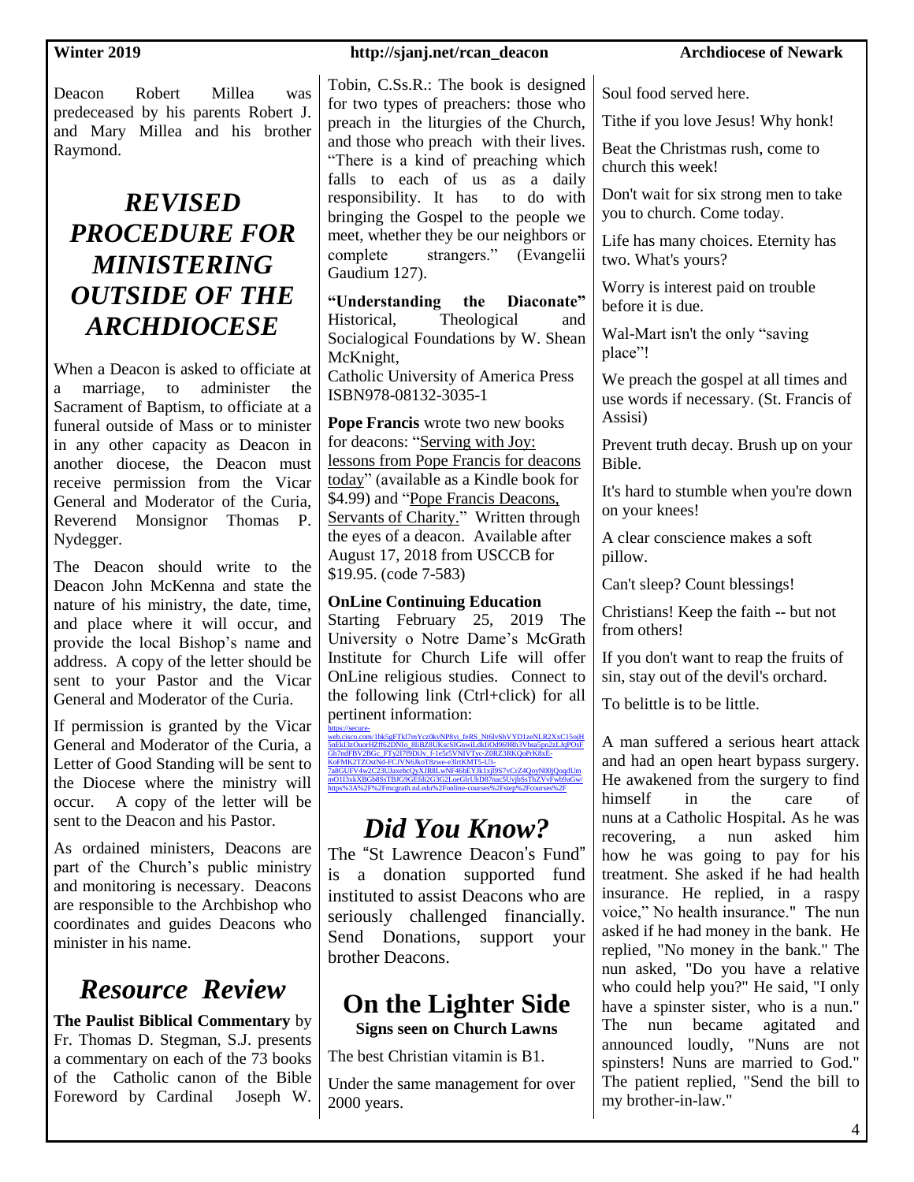Deacon Robert Millea was predeceased by his parents Robert J. and Mary Millea and his brother Raymond.

## *REVISED PROCEDURE FOR MINISTERING OUTSIDE OF THE ARCHDIOCESE*

When a Deacon is asked to officiate at a marriage, to administer the Sacrament of Baptism, to officiate at a funeral outside of Mass or to minister in any other capacity as Deacon in another diocese, the Deacon must receive permission from the Vicar General and Moderator of the Curia, Reverend Monsignor Thomas P. Nydegger.

The Deacon should write to the Deacon John McKenna and state the nature of his ministry, the date, time, and place where it will occur, and provide the local Bishop's name and address. A copy of the letter should be sent to your Pastor and the Vicar General and Moderator of the Curia.

If permission is granted by the Vicar General and Moderator of the Curia, a Letter of Good Standing will be sent to the Diocese where the ministry will occur. A copy of the letter will be sent to the Deacon and his Pastor.

As ordained ministers, Deacons are part of the Church's public ministry and monitoring is necessary. Deacons are responsible to the Archbishop who coordinates and guides Deacons who minister in his name.

## *Resource Review*

**The Paulist Biblical Commentary** by Fr. Thomas D. Stegman, S.J. presents a commentary on each of the 73 books of the Catholic canon of the Bible Foreword by Cardinal Joseph W. Tobin, C.Ss.R.: The book is designed for two types of preachers: those who preach in the liturgies of the Church, and those who preach with their lives. "There is a kind of preaching which falls to each of us as a daily responsibility. It has to do with bringing the Gospel to the people we meet, whether they be our neighbors or complete strangers." (Evangelii Gaudium 127).

**"Understanding the Diaconate"** Historical, Theological and Socialogical Foundations by W. Shean McKnight,
Catholic University of America Press
ISBN978-08132-3035-1

**Pope Francis** wrote two new books for deacons: "Serving with Joy: lessons from Pope Francis for deacons today" (available as a Kindle book for $4.99) and "Pope Francis Deacons, Servants of Charity." Written through the eyes of a deacon. Available after August 17, 2018 from USCCB for $19.95. (code 7-583)

**OnLine Continuing Education**
Starting February 25, 2019 The University o Notre Dame's McGrath Institute for Church Life will offer OnLine religious studies. Connect to the following link (Ctrl+click) for all pertinent information:
https://secure-web.cisco.com/1bk5gFTkl7mYcz0kvNP8yi_feRS_Nt6lvShVYD1zeNLR2XxC15ojH5nEkI3zOuorHZff62DNlo_8liBZ8UKscSIGnwiLdkIiOd969Rh3Vbsa5pn2zLJgPOsFGh7ndFBV2BGc_FTy2I7f9DiJv_f-1e5r5VNIVTyc-Z0RZ3RKQoPrK8xE-KoFMK2TZOstNd-FCJVN6JkoT8zwe-e3lrtKMT5-U3-7a8GUFV4w2C23UJaxebcQyXJR8LwNF46bEYJk1xjl9S7vCrZ4QoyN00jQoqdUmmO1I3xkXBGb8SsTBJG9GEfdi2G3G2LoeGlrUhD87nac5UvjbSsThZVvFwb9aGw/https%3A%2F%2Fmcgrath.nd.edu%2Fonline-courses%2Fstep%2Fcourses%2F

## *Did You Know?*

The "St Lawrence Deacon's Fund" is a donation supported fund instituted to assist Deacons who are seriously challenged financially. Send Donations, support your brother Deacons.

## On the Lighter Side

**Signs seen on Church Lawns**

The best Christian vitamin is B1.

Under the same management for over 2000 years.

Soul food served here.

Tithe if you love Jesus! Why honk!

Beat the Christmas rush, come to church this week!

Don't wait for six strong men to take you to church. Come today.

Life has many choices. Eternity has two. What's yours?

Worry is interest paid on trouble before it is due.

Wal-Mart isn't the only "saving place"!

We preach the gospel at all times and use words if necessary. (St. Francis of Assisi)

Prevent truth decay. Brush up on your Bible.

It's hard to stumble when you're down on your knees!

A clear conscience makes a soft pillow.

Can't sleep? Count blessings!

Christians! Keep the faith -- but not from others!

If you don't want to reap the fruits of sin, stay out of the devil's orchard.

To belittle is to be little.

A man suffered a serious heart attack and had an open heart bypass surgery. He awakened from the surgery to find himself in the care of nuns at a Catholic Hospital. As he was recovering, a nun asked him how he was going to pay for his treatment. She asked if he had health insurance. He replied, in a raspy voice," No health insurance." The nun asked if he had money in the bank. He replied, "No money in the bank." The nun asked, "Do you have a relative who could help you?" He said, "I only have a spinster sister, who is a nun." The nun became agitated and announced loudly, "Nuns are not spinsters! Nuns are married to God." The patient replied, "Send the bill to my brother-in-law."